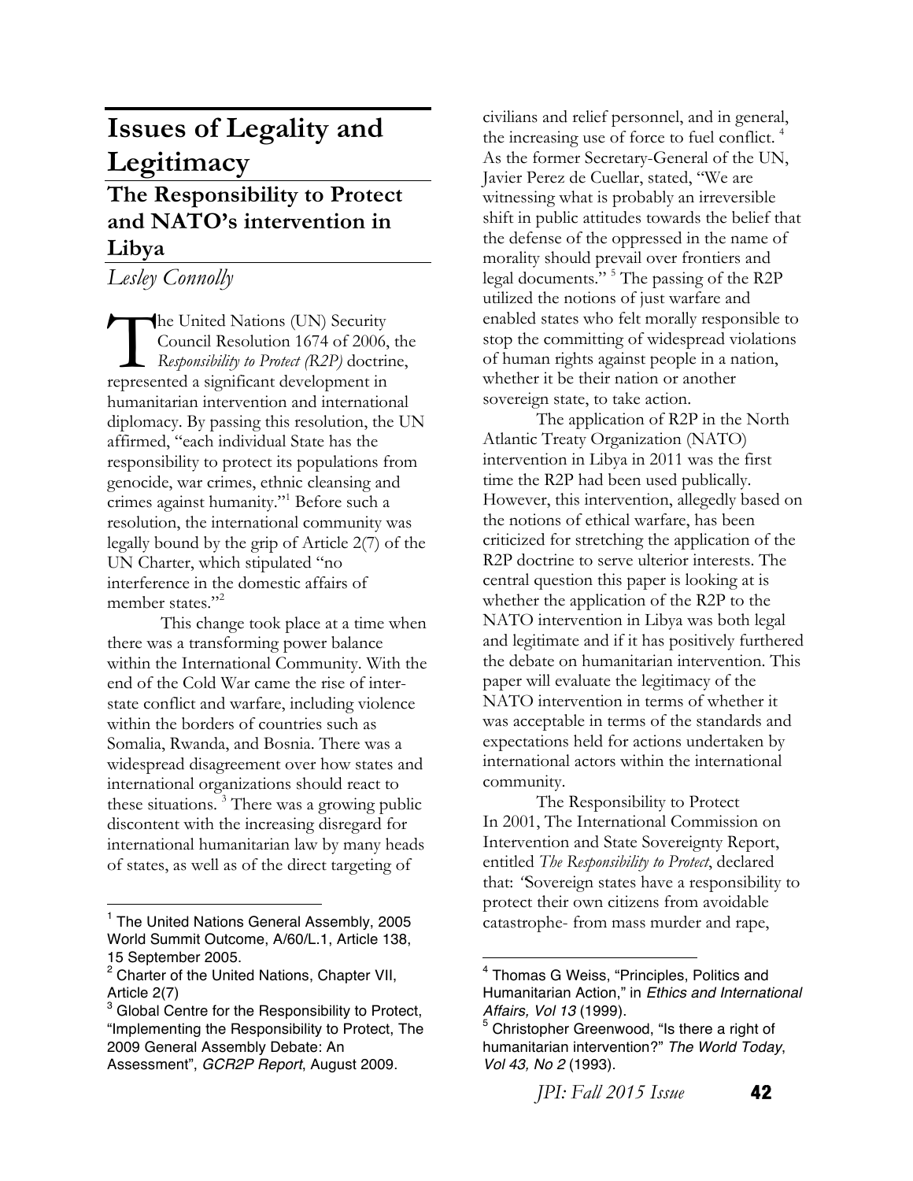# Issues of Legality and Legitimacy

## The Responsibility to Protect and NATO's intervention in Libya

*Lesley Connolly*

The United Nations (UN) Security Council Resolution 1674 of 2006, the *Responsibility to Protect (R2P)* doctrine, represented a significant development in humanitarian intervention and international diplomacy. By passing this resolution, the UN affirmed, "each individual State has the responsibility to protect its populations from genocide, war crimes, ethnic cleansing and crimes against humanity."[1] Before such a resolution, the international community was legally bound by the grip of Article 2(7) of the UN Charter, which stipulated "no interference in the domestic affairs of member states."[2]

This change took place at a time when there was a transforming power balance within the International Community. With the end of the Cold War came the rise of inter-state conflict and warfare, including violence within the borders of countries such as Somalia, Rwanda, and Bosnia. There was a widespread disagreement over how states and international organizations should react to these situations.[3] There was a growing public discontent with the increasing disregard for international humanitarian law by many heads of states, as well as of the direct targeting of civilians and relief personnel, and in general, the increasing use of force to fuel conflict.[4] As the former Secretary-General of the UN, Javier Perez de Cuellar, stated, "We are witnessing what is probably an irreversible shift in public attitudes towards the belief that the defense of the oppressed in the name of morality should prevail over frontiers and legal documents."[5] The passing of the R2P utilized the notions of just warfare and enabled states who felt morally responsible to stop the committing of widespread violations of human rights against people in a nation, whether it be their nation or another sovereign state, to take action.

The application of R2P in the North Atlantic Treaty Organization (NATO) intervention in Libya in 2011 was the first time the R2P had been used publically. However, this intervention, allegedly based on the notions of ethical warfare, has been criticized for stretching the application of the R2P doctrine to serve ulterior interests. The central question this paper is looking at is whether the application of the R2P to the NATO intervention in Libya was both legal and legitimate and if it has positively furthered the debate on humanitarian intervention. This paper will evaluate the legitimacy of the NATO intervention in terms of whether it was acceptable in terms of the standards and expectations held for actions undertaken by international actors within the international community.

The Responsibility to Protect

In 2001, The International Commission on Intervention and State Sovereignty Report, entitled *The Responsibility to Protect*, declared that: "Sovereign states have a responsibility to protect their own citizens from avoidable catastrophe- from mass murder and rape,

---

[1] The United Nations General Assembly, 2005 World Summit Outcome, A/60/L.1, Article 138, 15 September 2005.

[2] Charter of the United Nations, Chapter VII, Article 2(7)

[3] Global Centre for the Responsibility to Protect, "Implementing the Responsibility to Protect, The 2009 General Assembly Debate: An Assessment", *GCR2P Report*, August 2009.

[4] Thomas G Weiss, "Principles, Politics and Humanitarian Action," in *Ethics and International Affairs, Vol 13* (1999).

[5] Christopher Greenwood, "Is there a right of humanitarian intervention?" *The World Today, Vol 43, No 2* (1993).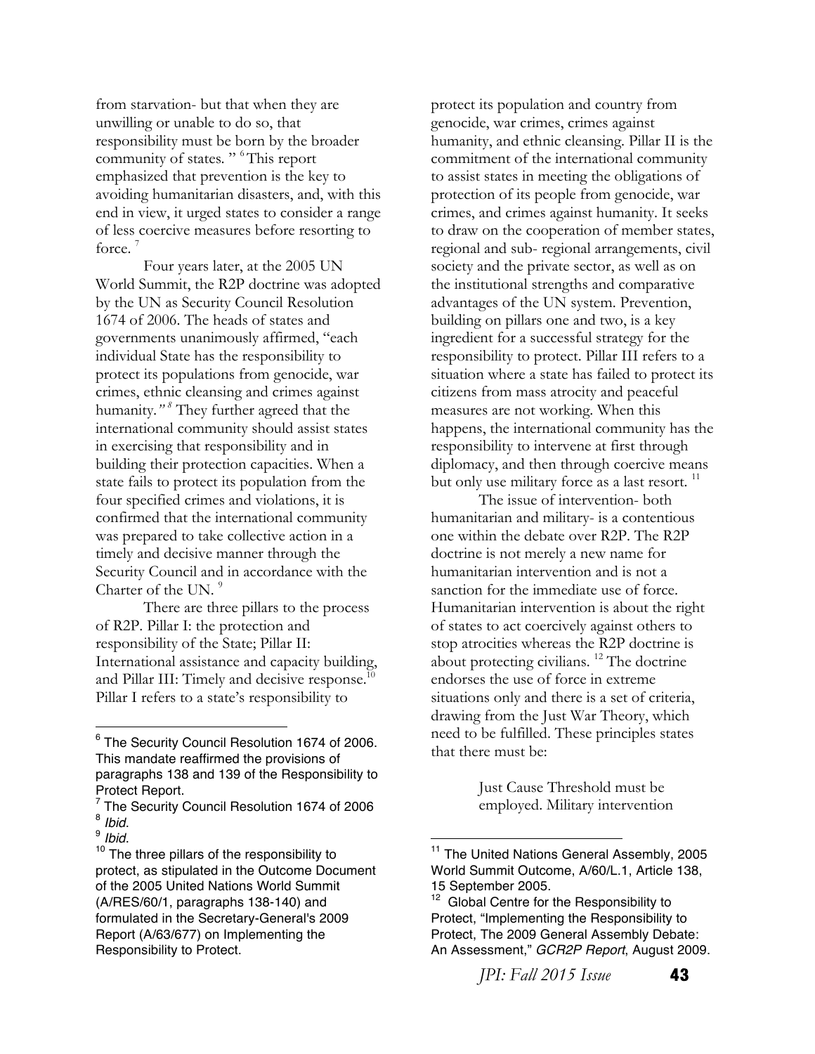from starvation- but that when they are unwilling or unable to do so, that responsibility must be born by the broader community of states. "[6] This report emphasized that prevention is the key to avoiding humanitarian disasters, and, with this end in view, it urged states to consider a range of less coercive measures before resorting to force.[7]

Four years later, at the 2005 UN World Summit, the R2P doctrine was adopted by the UN as Security Council Resolution 1674 of 2006. The heads of states and governments unanimously affirmed, "each individual State has the responsibility to protect its populations from genocide, war crimes, ethnic cleansing and crimes against humanity."[8] They further agreed that the international community should assist states in exercising that responsibility and in building their protection capacities. When a state fails to protect its population from the four specified crimes and violations, it is confirmed that the international community was prepared to take collective action in a timely and decisive manner through the Security Council and in accordance with the Charter of the UN.[9]

There are three pillars to the process of R2P. Pillar I: the protection and responsibility of the State; Pillar II: International assistance and capacity building, and Pillar III: Timely and decisive response.[10] Pillar I refers to a state's responsibility to protect its population and country from genocide, war crimes, crimes against humanity, and ethnic cleansing. Pillar II is the commitment of the international community to assist states in meeting the obligations of protection of its people from genocide, war crimes, and crimes against humanity. It seeks to draw on the cooperation of member states, regional and sub- regional arrangements, civil society and the private sector, as well as on the institutional strengths and comparative advantages of the UN system. Prevention, building on pillars one and two, is a key ingredient for a successful strategy for the responsibility to protect. Pillar III refers to a situation where a state has failed to protect its citizens from mass atrocity and peaceful measures are not working. When this happens, the international community has the responsibility to intervene at first through diplomacy, and then through coercive means but only use military force as a last resort.[11]

The issue of intervention- both humanitarian and military- is a contentious one within the debate over R2P. The R2P doctrine is not merely a new name for humanitarian intervention and is not a sanction for the immediate use of force. Humanitarian intervention is about the right of states to act coercively against others to stop atrocities whereas the R2P doctrine is about protecting civilians.[12] The doctrine endorses the use of force in extreme situations only and there is a set of criteria, drawing from the Just War Theory, which need to be fulfilled. These principles states that there must be:

> Just Cause Threshold must be employed. Military intervention

---

[6] The Security Council Resolution 1674 of 2006. This mandate reaffirmed the provisions of paragraphs 138 and 139 of the Responsibility to Protect Report.

[7] The Security Council Resolution 1674 of 2006

[8] *Ibid.*

[9] *Ibid.*

[10] The three pillars of the responsibility to protect, as stipulated in the Outcome Document of the 2005 United Nations World Summit (A/RES/60/1, paragraphs 138-140) and formulated in the Secretary-General's 2009 Report (A/63/677) on Implementing the Responsibility to Protect.

[11] The United Nations General Assembly, 2005 World Summit Outcome, A/60/L.1, Article 138, 15 September 2005.

[12] Global Centre for the Responsibility to Protect, "Implementing the Responsibility to Protect, The 2009 General Assembly Debate: An Assessment," *GCR2P Report*, August 2009.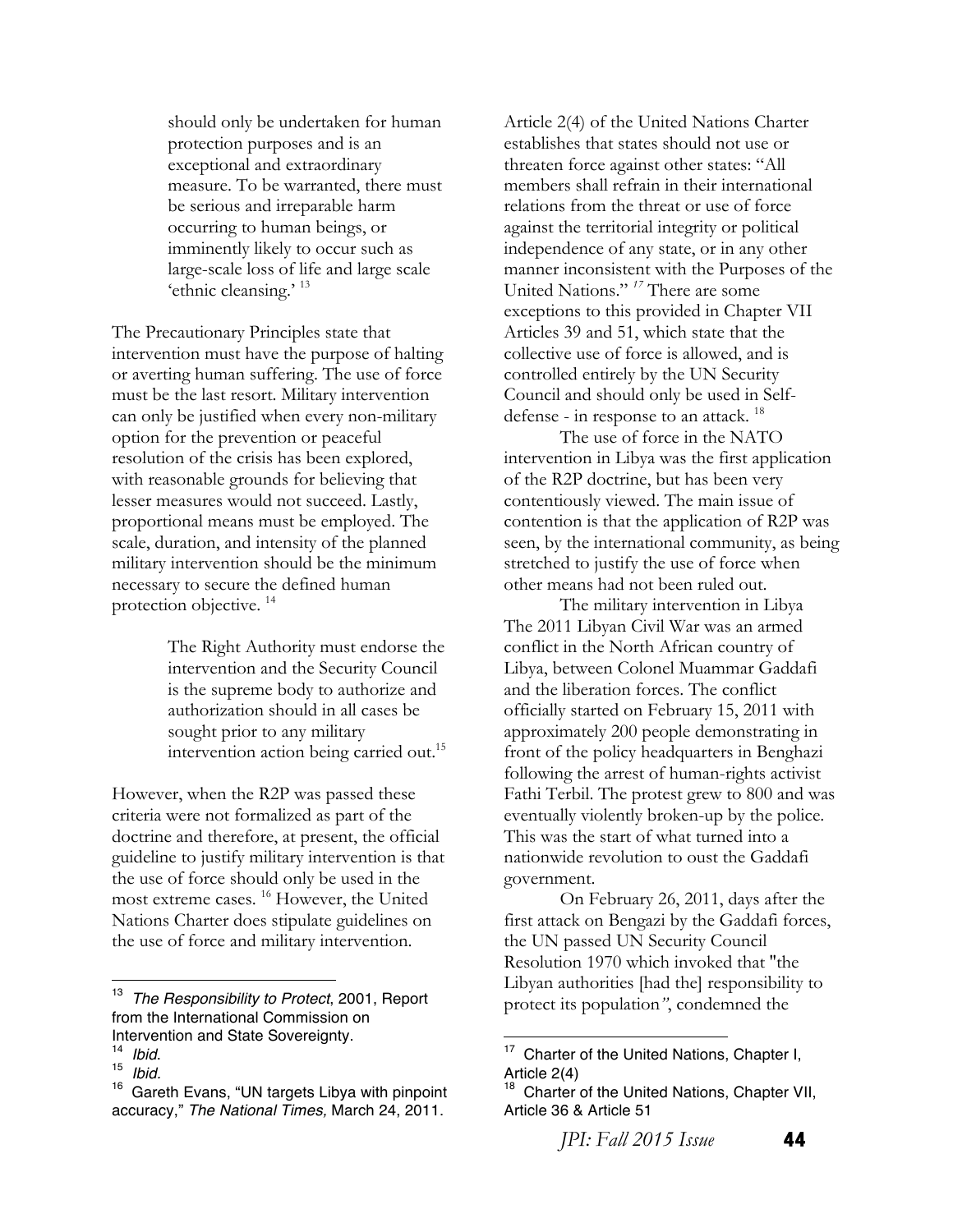> should only be undertaken for human protection purposes and is an exceptional and extraordinary measure. To be warranted, there must be serious and irreparable harm occurring to human beings, or imminently likely to occur such as large-scale loss of life and large scale 'ethnic cleansing.' [13]

The Precautionary Principles state that intervention must have the purpose of halting or averting human suffering. The use of force must be the last resort. Military intervention can only be justified when every non-military option for the prevention or peaceful resolution of the crisis has been explored, with reasonable grounds for believing that lesser measures would not succeed. Lastly, proportional means must be employed. The scale, duration, and intensity of the planned military intervention should be the minimum necessary to secure the defined human protection objective. [14]

> The Right Authority must endorse the intervention and the Security Council is the supreme body to authorize and authorization should in all cases be sought prior to any military intervention action being carried out.[15]

However, when the R2P was passed these criteria were not formalized as part of the doctrine and therefore, at present, the official guideline to justify military intervention is that the use of force should only be used in the most extreme cases. [16] However, the United Nations Charter does stipulate guidelines on the use of force and military intervention.

Article 2(4) of the United Nations Charter establishes that states should not use or threaten force against other states: "All members shall refrain in their international relations from the threat or use of force against the territorial integrity or political independence of any state, or in any other manner inconsistent with the Purposes of the United Nations." [17] There are some exceptions to this provided in Chapter VII Articles 39 and 51, which state that the collective use of force is allowed, and is controlled entirely by the UN Security Council and should only be used in Self-defense - in response to an attack. [18]

The use of force in the NATO intervention in Libya was the first application of the R2P doctrine, but has been very contentiously viewed. The main issue of contention is that the application of R2P was seen, by the international community, as being stretched to justify the use of force when other means had not been ruled out.

The military intervention in Libya

The 2011 Libyan Civil War was an armed conflict in the North African country of Libya, between Colonel Muammar Gaddafi and the liberation forces. The conflict officially started on February 15, 2011 with approximately 200 people demonstrating in front of the policy headquarters in Benghazi following the arrest of human-rights activist Fathi Terbil. The protest grew to 800 and was eventually violently broken-up by the police. This was the start of what turned into a nationwide revolution to oust the Gaddafi government.

On February 26, 2011, days after the first attack on Bengazi by the Gaddafi forces, the UN passed UN Security Council Resolution 1970 which invoked that "the Libyan authorities [had the] responsibility to protect its population", condemned the

---

[13] *The Responsibility to Protect*, 2001, Report from the International Commission on Intervention and State Sovereignty.

[14] *Ibid.*

[15] *Ibid.*

[16] Gareth Evans, "UN targets Libya with pinpoint accuracy," *The National Times,* March 24, 2011.

[17] Charter of the United Nations, Chapter I, Article 2(4)

[18] Charter of the United Nations, Chapter VII, Article 36 & Article 51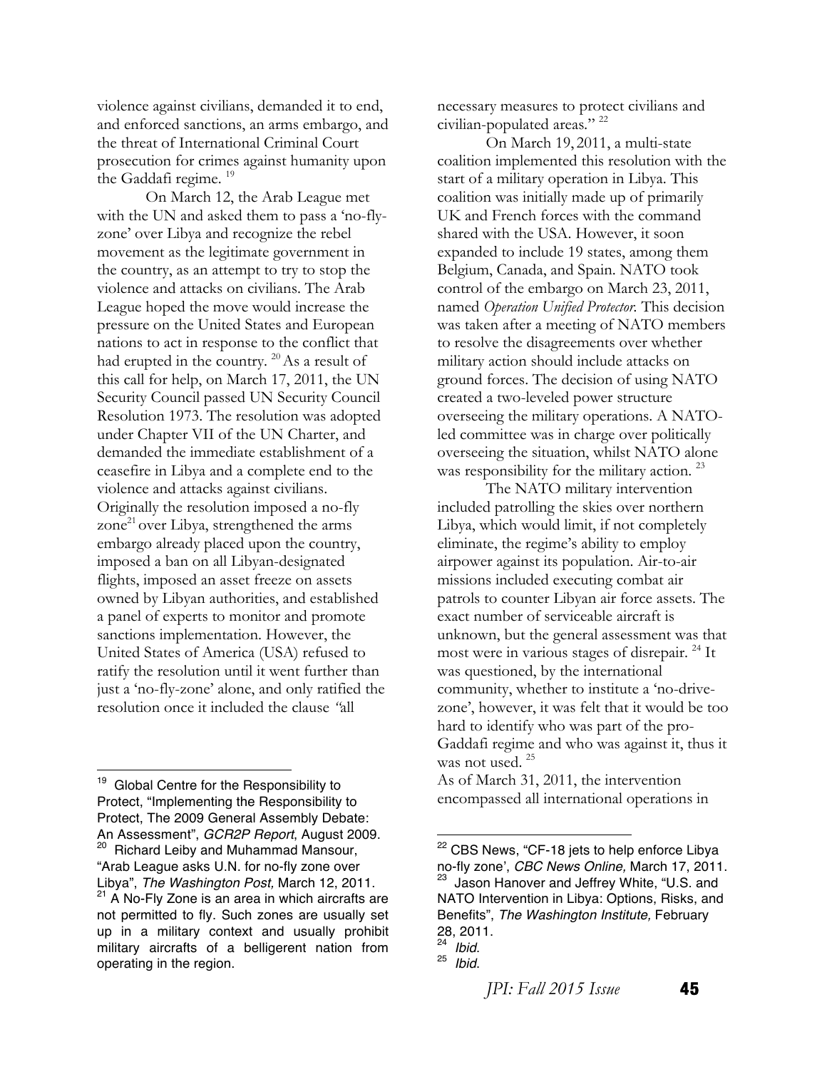violence against civilians, demanded it to end, and enforced sanctions, an arms embargo, and the threat of International Criminal Court prosecution for crimes against humanity upon the Gaddafi regime. [19]

On March 12, the Arab League met with the UN and asked them to pass a 'no-fly-zone' over Libya and recognize the rebel movement as the legitimate government in the country, as an attempt to try to stop the violence and attacks on civilians. The Arab League hoped the move would increase the pressure on the United States and European nations to act in response to the conflict that had erupted in the country. [20] As a result of this call for help, on March 17, 2011, the UN Security Council passed UN Security Council Resolution 1973. The resolution was adopted under Chapter VII of the UN Charter, and demanded the immediate establishment of a ceasefire in Libya and a complete end to the violence and attacks against civilians. Originally the resolution imposed a no-fly zone[21] over Libya, strengthened the arms embargo already placed upon the country, imposed a ban on all Libyan-designated flights, imposed an asset freeze on assets owned by Libyan authorities, and established a panel of experts to monitor and promote sanctions implementation. However, the United States of America (USA) refused to ratify the resolution until it went further than just a 'no-fly-zone' alone, and only ratified the resolution once it included the clause *"*all necessary measures to protect civilians and civilian-populated areas." [22]

On March 19, 2011, a multi-state coalition implemented this resolution with the start of a military operation in Libya. This coalition was initially made up of primarily UK and French forces with the command shared with the USA. However, it soon expanded to include 19 states, among them Belgium, Canada, and Spain. NATO took control of the embargo on March 23, 2011, named *Operation Unified Protector*. This decision was taken after a meeting of NATO members to resolve the disagreements over whether military action should include attacks on ground forces. The decision of using NATO created a two-leveled power structure overseeing the military operations. A NATO-led committee was in charge over politically overseeing the situation, whilst NATO alone was responsibility for the military action. [23]

The NATO military intervention included patrolling the skies over northern Libya, which would limit, if not completely eliminate, the regime's ability to employ airpower against its population. Air-to-air missions included executing combat air patrols to counter Libyan air force assets. The exact number of serviceable aircraft is unknown, but the general assessment was that most were in various stages of disrepair. [24] It was questioned, by the international community, whether to institute a 'no-drive-zone', however, it was felt that it would be too hard to identify who was part of the pro-Gaddafi regime and who was against it, thus it was not used. [25]

As of March 31, 2011, the intervention encompassed all international operations in

---

[19] Global Centre for the Responsibility to Protect, "Implementing the Responsibility to Protect, The 2009 General Assembly Debate: An Assessment", *GCR2P Report*, August 2009.

[20] Richard Leiby and Muhammad Mansour, "Arab League asks U.N. for no-fly zone over Libya", *The Washington Post,* March 12, 2011.

[21] A No-Fly Zone is an area in which aircrafts are not permitted to fly. Such zones are usually set up in a military context and usually prohibit military aircrafts of a belligerent nation from operating in the region.

[22] CBS News, "CF-18 jets to help enforce Libya no-fly zone', *CBC News Online,* March 17, 2011.

[23] Jason Hanover and Jeffrey White, "U.S. and NATO Intervention in Libya: Options, Risks, and Benefits", *The Washington Institute,* February 28, 2011.

[24] *Ibid.*

[25] *Ibid.*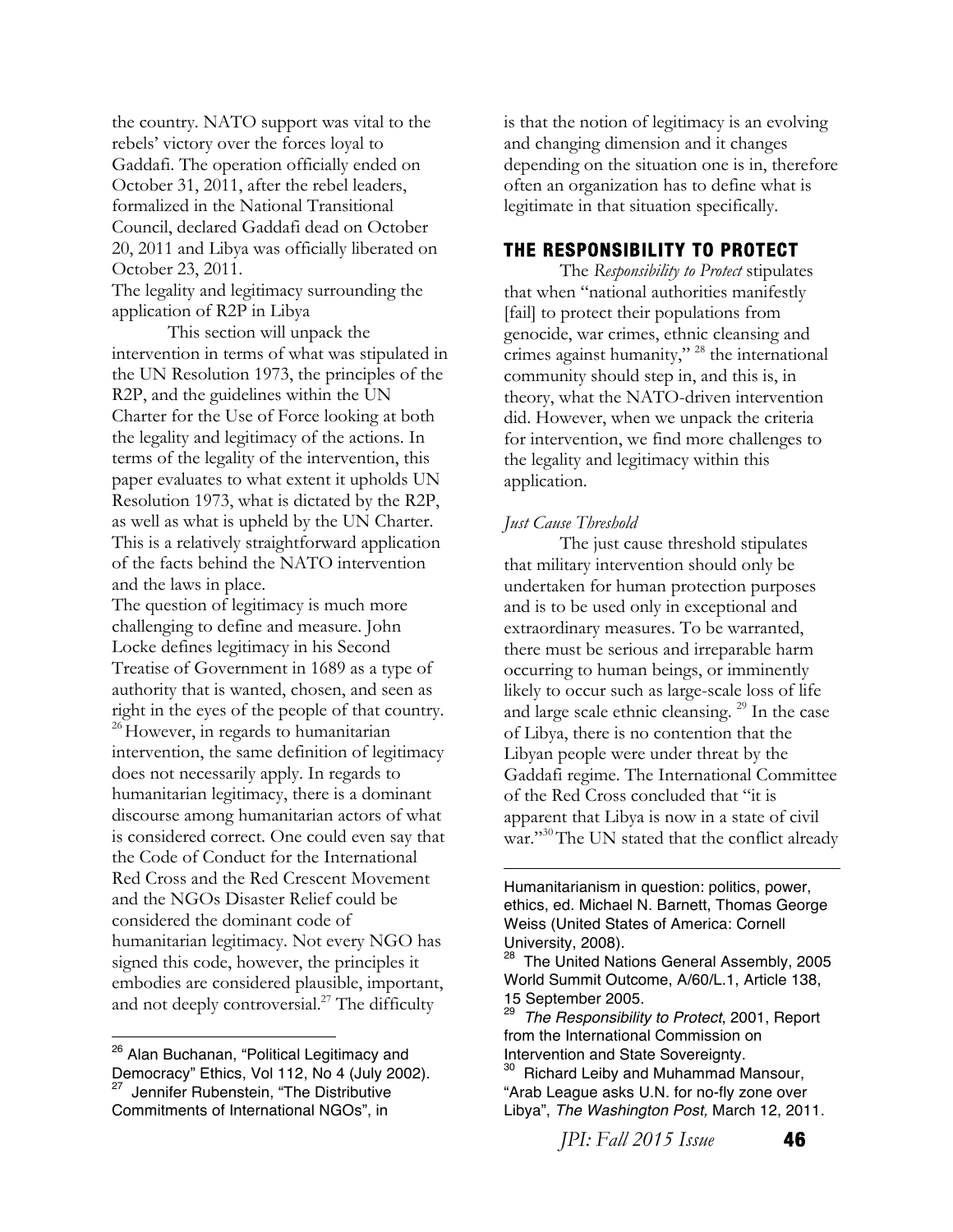the country. NATO support was vital to the rebels' victory over the forces loyal to Gaddafi. The operation officially ended on October 31, 2011, after the rebel leaders, formalized in the National Transitional Council, declared Gaddafi dead on October 20, 2011 and Libya was officially liberated on October 23, 2011.

The legality and legitimacy surrounding the application of R2P in Libya

This section will unpack the intervention in terms of what was stipulated in the UN Resolution 1973, the principles of the R2P, and the guidelines within the UN Charter for the Use of Force looking at both the legality and legitimacy of the actions. In terms of the legality of the intervention, this paper evaluates to what extent it upholds UN Resolution 1973, what is dictated by the R2P, as well as what is upheld by the UN Charter. This is a relatively straightforward application of the facts behind the NATO intervention and the laws in place.

The question of legitimacy is much more challenging to define and measure. John Locke defines legitimacy in his Second Treatise of Government in 1689 as a type of authority that is wanted, chosen, and seen as right in the eyes of the people of that country.[26] However, in regards to humanitarian intervention, the same definition of legitimacy does not necessarily apply. In regards to humanitarian legitimacy, there is a dominant discourse among humanitarian actors of what is considered correct. One could even say that the Code of Conduct for the International Red Cross and the Red Crescent Movement and the NGOs Disaster Relief could be considered the dominant code of humanitarian legitimacy. Not every NGO has signed this code, however, the principles it embodies are considered plausible, important, and not deeply controversial.[27] The difficulty is that the notion of legitimacy is an evolving and changing dimension and it changes depending on the situation one is in, therefore often an organization has to define what is legitimate in that situation specifically.

## THE RESPONSIBILITY TO PROTECT

The *Responsibility to Protect* stipulates that when "national authorities manifestly [fail] to protect their populations from genocide, war crimes, ethnic cleansing and crimes against humanity," [28] the international community should step in, and this is, in theory, what the NATO-driven intervention did. However, when we unpack the criteria for intervention, we find more challenges to the legality and legitimacy within this application.

### *Just Cause Threshold*

The just cause threshold stipulates that military intervention should only be undertaken for human protection purposes and is to be used only in exceptional and extraordinary measures. To be warranted, there must be serious and irreparable harm occurring to human beings, or imminently likely to occur such as large-scale loss of life and large scale ethnic cleansing. [29] In the case of Libya, there is no contention that the Libyan people were under threat by the Gaddafi regime. The International Committee of the Red Cross concluded that "it is apparent that Libya is now in a state of civil war."[30] The UN stated that the conflict already

---

[26] Alan Buchanan, "Political Legitimacy and Democracy" Ethics, Vol 112, No 4 (July 2002).

[27] Jennifer Rubenstein, "The Distributive Commitments of International NGOs", in Humanitarianism in question: politics, power, ethics, ed. Michael N. Barnett, Thomas George Weiss (United States of America: Cornell University, 2008).

[28] The United Nations General Assembly, 2005 World Summit Outcome, A/60/L.1, Article 138, 15 September 2005.

[29] *The Responsibility to Protect*, 2001, Report from the International Commission on Intervention and State Sovereignty.

[30] Richard Leiby and Muhammad Mansour, "Arab League asks U.N. for no-fly zone over Libya", *The Washington Post,* March 12, 2011.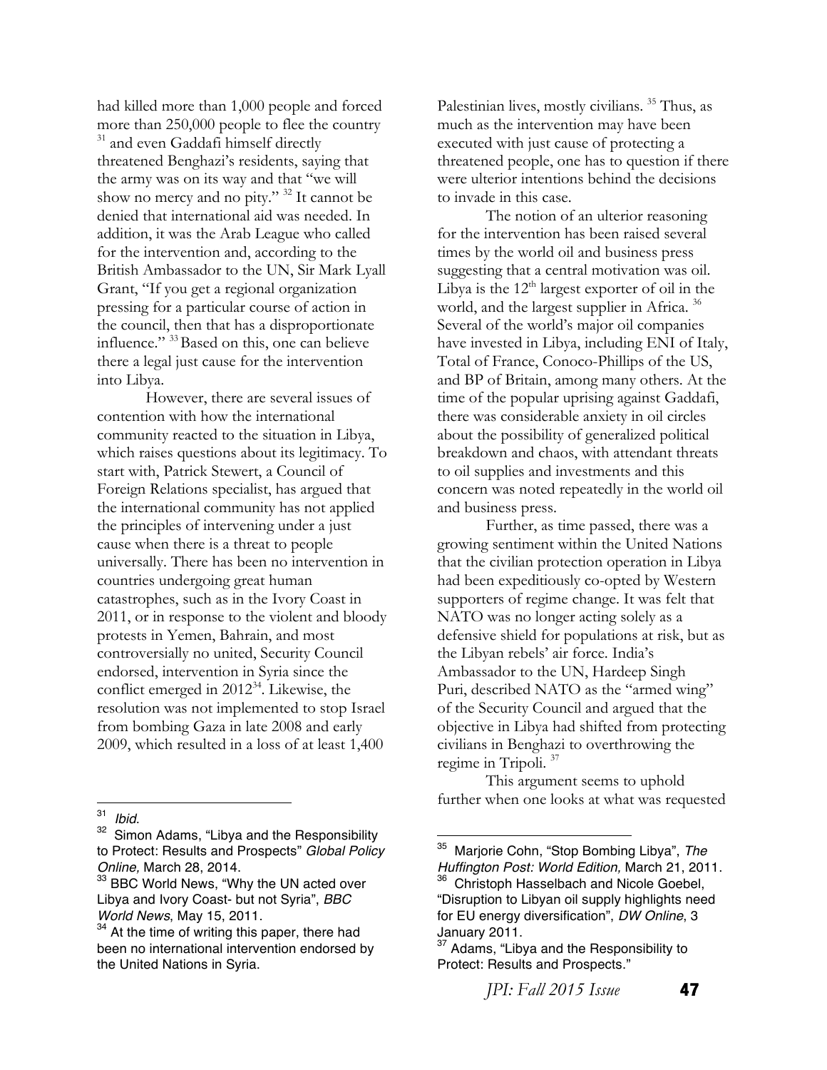had killed more than 1,000 people and forced more than 250,000 people to flee the country [31] and even Gaddafi himself directly threatened Benghazi's residents, saying that the army was on its way and that "we will show no mercy and no pity." [32] It cannot be denied that international aid was needed. In addition, it was the Arab League who called for the intervention and, according to the British Ambassador to the UN, Sir Mark Lyall Grant, "If you get a regional organization pressing for a particular course of action in the council, then that has a disproportionate influence." [33] Based on this, one can believe there a legal just cause for the intervention into Libya.

However, there are several issues of contention with how the international community reacted to the situation in Libya, which raises questions about its legitimacy. To start with, Patrick Stewert, a Council of Foreign Relations specialist, has argued that the international community has not applied the principles of intervening under a just cause when there is a threat to people universally. There has been no intervention in countries undergoing great human catastrophes, such as in the Ivory Coast in 2011, or in response to the violent and bloody protests in Yemen, Bahrain, and most controversially no united, Security Council endorsed, intervention in Syria since the conflict emerged in 2012[34]. Likewise, the resolution was not implemented to stop Israel from bombing Gaza in late 2008 and early 2009, which resulted in a loss of at least 1,400 Palestinian lives, mostly civilians. [35] Thus, as much as the intervention may have been executed with just cause of protecting a threatened people, one has to question if there were ulterior intentions behind the decisions to invade in this case.

The notion of an ulterior reasoning for the intervention has been raised several times by the world oil and business press suggesting that a central motivation was oil. Libya is the 12th largest exporter of oil in the world, and the largest supplier in Africa. [36] Several of the world's major oil companies have invested in Libya, including ENI of Italy, Total of France, Conoco-Phillips of the US, and BP of Britain, among many others. At the time of the popular uprising against Gaddafi, there was considerable anxiety in oil circles about the possibility of generalized political breakdown and chaos, with attendant threats to oil supplies and investments and this concern was noted repeatedly in the world oil and business press.

Further, as time passed, there was a growing sentiment within the United Nations that the civilian protection operation in Libya had been expeditiously co-opted by Western supporters of regime change. It was felt that NATO was no longer acting solely as a defensive shield for populations at risk, but as the Libyan rebels' air force. India's Ambassador to the UN, Hardeep Singh Puri, described NATO as the "armed wing" of the Security Council and argued that the objective in Libya had shifted from protecting civilians in Benghazi to overthrowing the regime in Tripoli. [37]

This argument seems to uphold further when one looks at what was requested

---

[31] *Ibid.*

[32] Simon Adams, "Libya and the Responsibility to Protect: Results and Prospects" *Global Policy Online,* March 28, 2014.

[33] BBC World News, "Why the UN acted over Libya and Ivory Coast- but not Syria", *BBC World News*, May 15, 2011.

[34] At the time of writing this paper, there had been no international intervention endorsed by the United Nations in Syria.

[35] Marjorie Cohn, "Stop Bombing Libya", *The Huffington Post: World Edition,* March 21, 2011.

[36] Christoph Hasselbach and Nicole Goebel, "Disruption to Libyan oil supply highlights need for EU energy diversification", *DW Online*, 3 January 2011.

[37] Adams, "Libya and the Responsibility to Protect: Results and Prospects."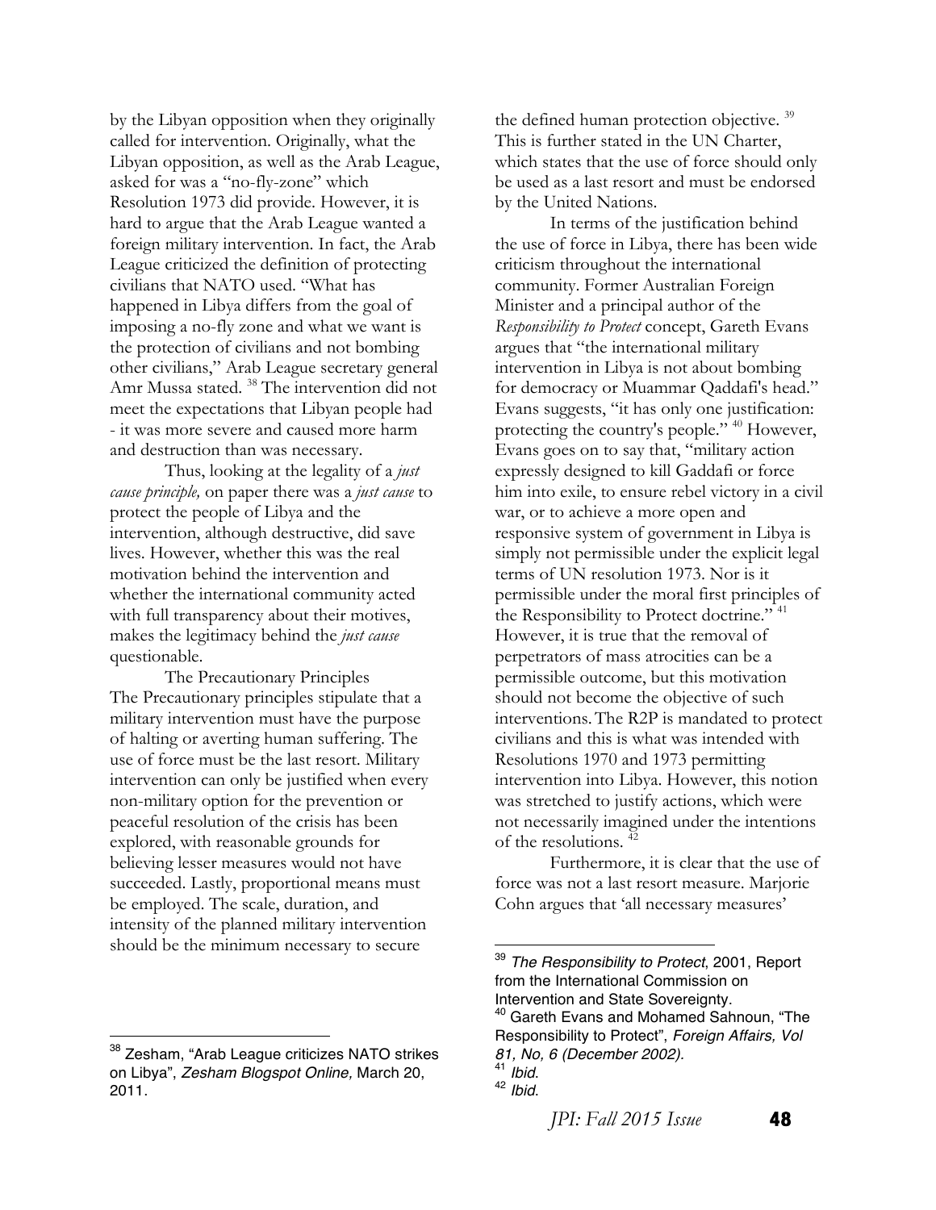by the Libyan opposition when they originally called for intervention. Originally, what the Libyan opposition, as well as the Arab League, asked for was a "no-fly-zone" which Resolution 1973 did provide. However, it is hard to argue that the Arab League wanted a foreign military intervention. In fact, the Arab League criticized the definition of protecting civilians that NATO used. "What has happened in Libya differs from the goal of imposing a no-fly zone and what we want is the protection of civilians and not bombing other civilians," Arab League secretary general Amr Mussa stated. [38] The intervention did not meet the expectations that Libyan people had - it was more severe and caused more harm and destruction than was necessary.

Thus, looking at the legality of a *just cause principle,* on paper there was a *just cause* to protect the people of Libya and the intervention, although destructive, did save lives. However, whether this was the real motivation behind the intervention and whether the international community acted with full transparency about their motives, makes the legitimacy behind the *just cause* questionable.

### The Precautionary Principles

The Precautionary principles stipulate that a military intervention must have the purpose of halting or averting human suffering. The use of force must be the last resort. Military intervention can only be justified when every non-military option for the prevention or peaceful resolution of the crisis has been explored, with reasonable grounds for believing lesser measures would not have succeeded. Lastly, proportional means must be employed. The scale, duration, and intensity of the planned military intervention should be the minimum necessary to secure the defined human protection objective. [39] This is further stated in the UN Charter, which states that the use of force should only be used as a last resort and must be endorsed by the United Nations.

In terms of the justification behind the use of force in Libya, there has been wide criticism throughout the international community. Former Australian Foreign Minister and a principal author of the *Responsibility to Protect* concept, Gareth Evans argues that "the international military intervention in Libya is not about bombing for democracy or Muammar Qaddafi's head." Evans suggests, "it has only one justification: protecting the country's people." [40] However, Evans goes on to say that, "military action expressly designed to kill Gaddafi or force him into exile, to ensure rebel victory in a civil war, or to achieve a more open and responsive system of government in Libya is simply not permissible under the explicit legal terms of UN resolution 1973. Nor is it permissible under the moral first principles of the Responsibility to Protect doctrine." [41] However, it is true that the removal of perpetrators of mass atrocities can be a permissible outcome, but this motivation should not become the objective of such interventions. The R2P is mandated to protect civilians and this is what was intended with Resolutions 1970 and 1973 permitting intervention into Libya. However, this notion was stretched to justify actions, which were not necessarily imagined under the intentions of the resolutions. [42]

Furthermore, it is clear that the use of force was not a last resort measure. Marjorie Cohn argues that 'all necessary measures'

---

[38] Zesham, "Arab League criticizes NATO strikes on Libya", *Zesham Blogspot Online,* March 20, 2011.

[39] *The Responsibility to Protect*, 2001, Report from the International Commission on Intervention and State Sovereignty.

[40] Gareth Evans and Mohamed Sahnoun, "The Responsibility to Protect", *Foreign Affairs, Vol 81, No, 6 (December 2002).*

[41] *Ibid.*

[42] *Ibid.*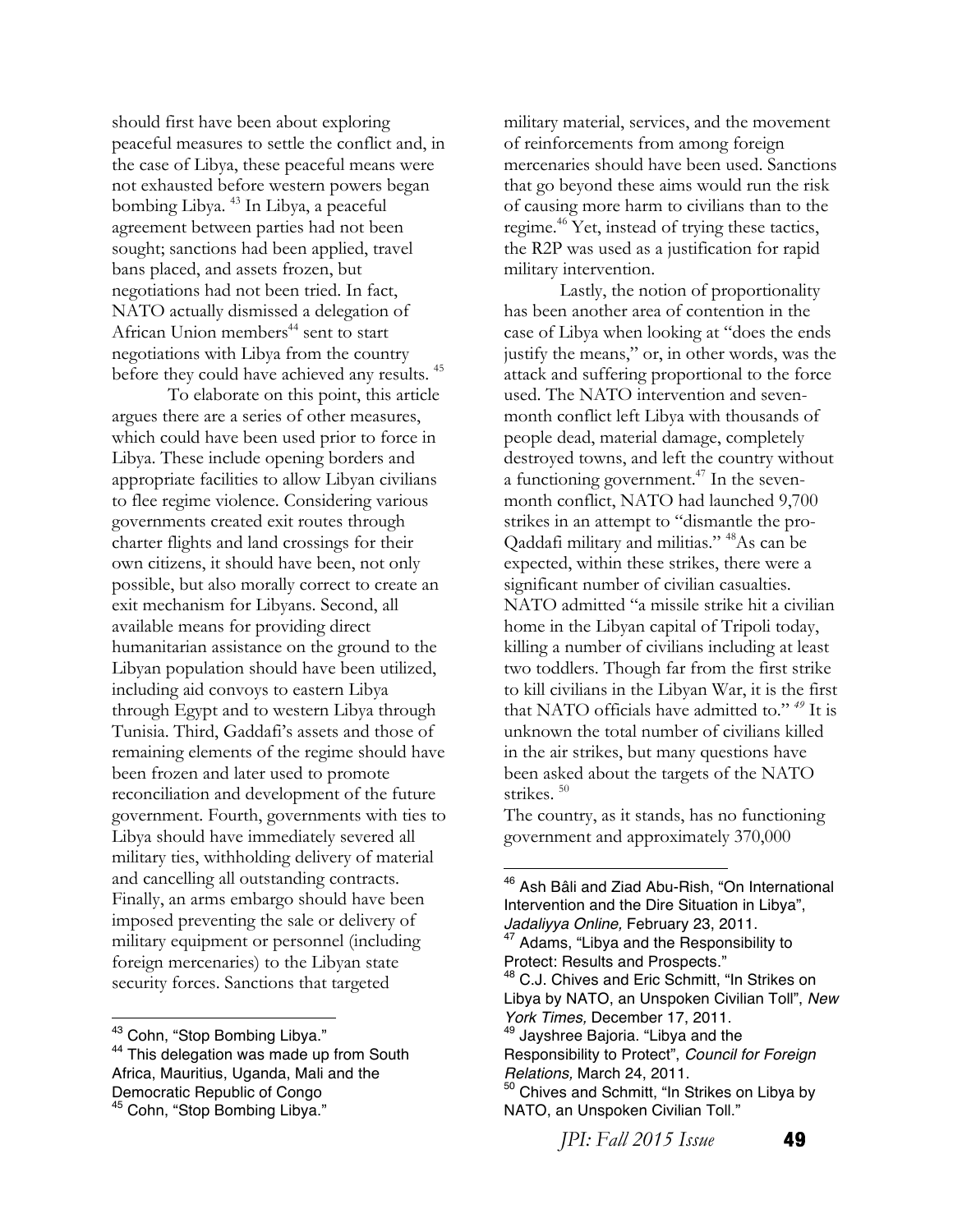should first have been about exploring peaceful measures to settle the conflict and, in the case of Libya, these peaceful means were not exhausted before western powers began bombing Libya. [43] In Libya, a peaceful agreement between parties had not been sought; sanctions had been applied, travel bans placed, and assets frozen, but negotiations had not been tried. In fact, NATO actually dismissed a delegation of African Union members[44] sent to start negotiations with Libya from the country before they could have achieved any results. [45]

To elaborate on this point, this article argues there are a series of other measures, which could have been used prior to force in Libya. These include opening borders and appropriate facilities to allow Libyan civilians to flee regime violence. Considering various governments created exit routes through charter flights and land crossings for their own citizens, it should have been, not only possible, but also morally correct to create an exit mechanism for Libyans. Second, all available means for providing direct humanitarian assistance on the ground to the Libyan population should have been utilized, including aid convoys to eastern Libya through Egypt and to western Libya through Tunisia. Third, Gaddafi's assets and those of remaining elements of the regime should have been frozen and later used to promote reconciliation and development of the future government. Fourth, governments with ties to Libya should have immediately severed all military ties, withholding delivery of material and cancelling all outstanding contracts. Finally, an arms embargo should have been imposed preventing the sale or delivery of military equipment or personnel (including foreign mercenaries) to the Libyan state security forces. Sanctions that targeted military material, services, and the movement of reinforcements from among foreign mercenaries should have been used. Sanctions that go beyond these aims would run the risk of causing more harm to civilians than to the regime.[46] Yet, instead of trying these tactics, the R2P was used as a justification for rapid military intervention.

Lastly, the notion of proportionality has been another area of contention in the case of Libya when looking at "does the ends justify the means," or, in other words, was the attack and suffering proportional to the force used. The NATO intervention and seven-month conflict left Libya with thousands of people dead, material damage, completely destroyed towns, and left the country without a functioning government.[47] In the seven-month conflict, NATO had launched 9,700 strikes in an attempt to "dismantle the pro-Qaddafi military and militias." [48]As can be expected, within these strikes, there were a significant number of civilian casualties. NATO admitted "a missile strike hit a civilian home in the Libyan capital of Tripoli today, killing a number of civilians including at least two toddlers. Though far from the first strike to kill civilians in the Libyan War, it is the first that NATO officials have admitted to." [49] It is unknown the total number of civilians killed in the air strikes, but many questions have been asked about the targets of the NATO strikes. [50]

The country, as it stands, has no functioning government and approximately 370,000

---

[43] Cohn, "Stop Bombing Libya."

[44] This delegation was made up from South Africa, Mauritius, Uganda, Mali and the Democratic Republic of Congo

[45] Cohn, "Stop Bombing Libya."

[46] Ash Bâli and Ziad Abu-Rish, "On International Intervention and the Dire Situation in Libya", *Jadaliyya Online,* February 23, 2011.

[47] Adams, "Libya and the Responsibility to Protect: Results and Prospects."

[48] C.J. Chives and Eric Schmitt, "In Strikes on Libya by NATO, an Unspoken Civilian Toll", *New York Times,* December 17, 2011.

[49] Jayshree Bajoria. "Libya and the Responsibility to Protect", *Council for Foreign Relations,* March 24, 2011.

[50] Chives and Schmitt, "In Strikes on Libya by NATO, an Unspoken Civilian Toll."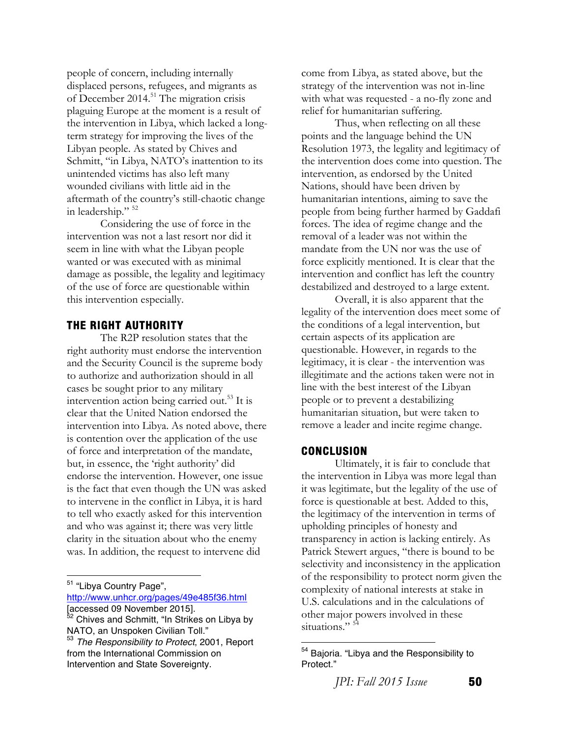people of concern, including internally displaced persons, refugees, and migrants as of December 2014.[51] The migration crisis plaguing Europe at the moment is a result of the intervention in Libya, which lacked a long-term strategy for improving the lives of the Libyan people. As stated by Chives and Schmitt, "in Libya, NATO's inattention to its unintended victims has also left many wounded civilians with little aid in the aftermath of the country's still-chaotic change in leadership." [52]

Considering the use of force in the intervention was not a last resort nor did it seem in line with what the Libyan people wanted or was executed with as minimal damage as possible, the legality and legitimacy of the use of force are questionable within this intervention especially.

## THE RIGHT AUTHORITY

The R2P resolution states that the right authority must endorse the intervention and the Security Council is the supreme body to authorize and authorization should in all cases be sought prior to any military intervention action being carried out.[53] It is clear that the United Nation endorsed the intervention into Libya. As noted above, there is contention over the application of the use of force and interpretation of the mandate, but, in essence, the 'right authority' did endorse the intervention. However, one issue is the fact that even though the UN was asked to intervene in the conflict in Libya, it is hard to tell who exactly asked for this intervention and who was against it; there was very little clarity in the situation about who the enemy was. In addition, the request to intervene did come from Libya, as stated above, but the strategy of the intervention was not in-line with what was requested - a no-fly zone and relief for humanitarian suffering.

Thus, when reflecting on all these points and the language behind the UN Resolution 1973, the legality and legitimacy of the intervention does come into question. The intervention, as endorsed by the United Nations, should have been driven by humanitarian intentions, aiming to save the people from being further harmed by Gaddafi forces. The idea of regime change and the removal of a leader was not within the mandate from the UN nor was the use of force explicitly mentioned. It is clear that the intervention and conflict has left the country destabilized and destroyed to a large extent.

Overall, it is also apparent that the legality of the intervention does meet some of the conditions of a legal intervention, but certain aspects of its application are questionable. However, in regards to the legitimacy, it is clear - the intervention was illegitimate and the actions taken were not in line with the best interest of the Libyan people or to prevent a destabilizing humanitarian situation, but were taken to remove a leader and incite regime change.

## CONCLUSION

Ultimately, it is fair to conclude that the intervention in Libya was more legal than it was legitimate, but the legality of the use of force is questionable at best. Added to this, the legitimacy of the intervention in terms of upholding principles of honesty and transparency in action is lacking entirely. As Patrick Stewert argues, "there is bound to be selectivity and inconsistency in the application of the responsibility to protect norm given the complexity of national interests at stake in U.S. calculations and in the calculations of other major powers involved in these situations." [54]

---

[51] "Libya Country Page", http://www.unhcr.org/pages/49e485f36.html [accessed 09 November 2015].

[52] Chives and Schmitt, "In Strikes on Libya by NATO, an Unspoken Civilian Toll."

[53] *The Responsibility to Protect*, 2001, Report from the International Commission on Intervention and State Sovereignty.

[54] Bajoria. "Libya and the Responsibility to Protect."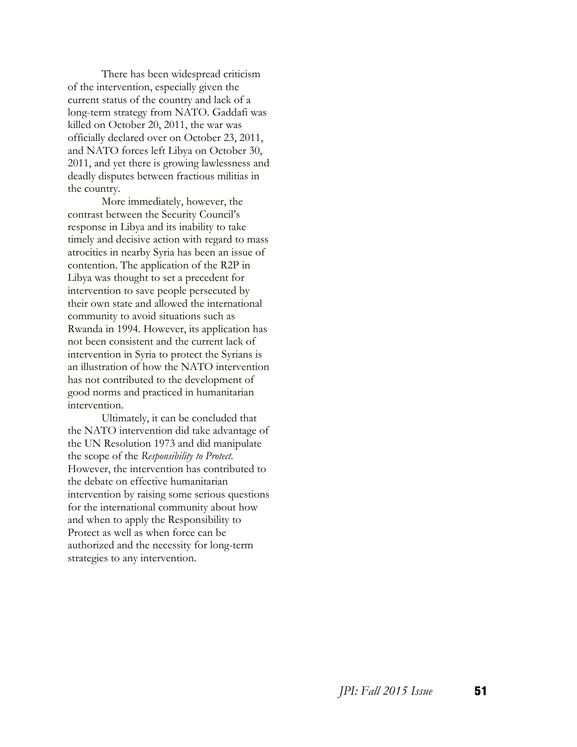There has been widespread criticism of the intervention, especially given the current status of the country and lack of a long-term strategy from NATO. Gaddafi was killed on October 20, 2011, the war was officially declared over on October 23, 2011, and NATO forces left Libya on October 30, 2011, and yet there is growing lawlessness and deadly disputes between fractious militias in the country.

More immediately, however, the contrast between the Security Council's response in Libya and its inability to take timely and decisive action with regard to mass atrocities in nearby Syria has been an issue of contention. The application of the R2P in Libya was thought to set a precedent for intervention to save people persecuted by their own state and allowed the international community to avoid situations such as Rwanda in 1994. However, its application has not been consistent and the current lack of intervention in Syria to protect the Syrians is an illustration of how the NATO intervention has not contributed to the development of good norms and practiced in humanitarian intervention.

Ultimately, it can be concluded that the NATO intervention did take advantage of the UN Resolution 1973 and did manipulate the scope of the *Responsibility to Protect*. However, the intervention has contributed to the debate on effective humanitarian intervention by raising some serious questions for the international community about how and when to apply the Responsibility to Protect as well as when force can be authorized and the necessity for long-term strategies to any intervention.